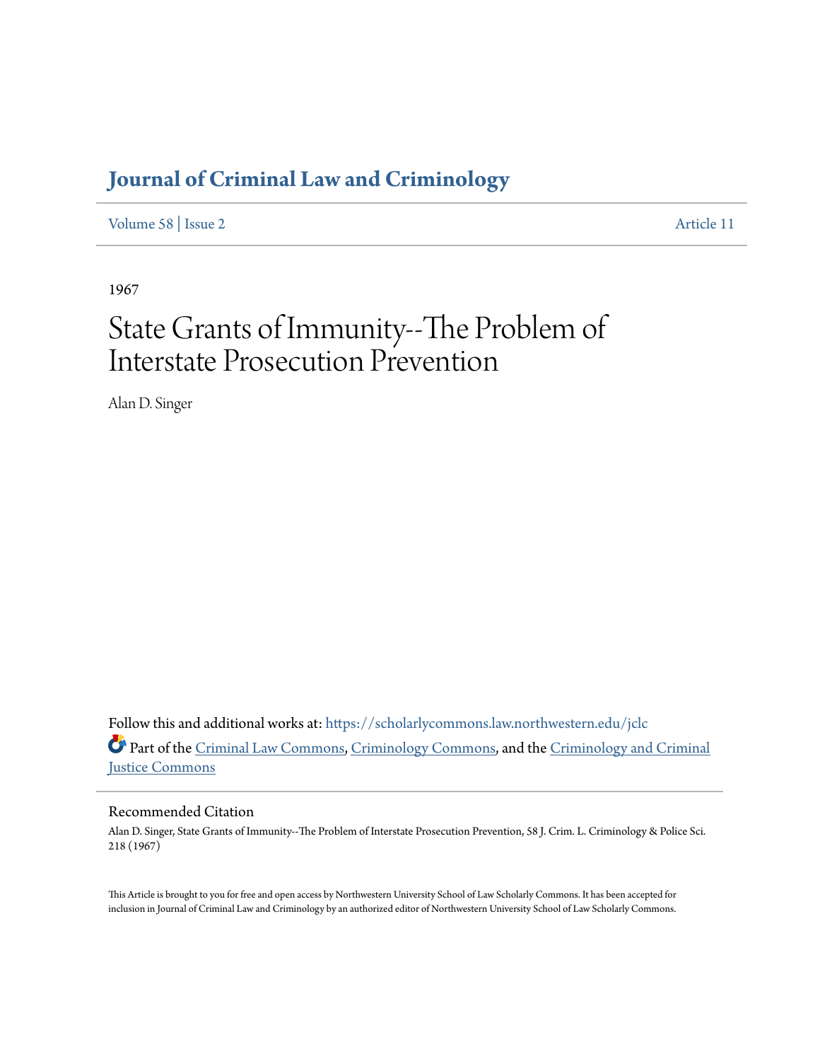# Journal of Criminal Law and Criminology

Volume 58 | Issue 2 Article 11

1967

# State Grants of Immunity--The Problem of Interstate Prosecution Prevention

Alan D. Singer

Follow this and additional works at: https://scholarlycommons.law.northwestern.edu/jclc

Part of the Criminal Law Commons, Criminology Commons, and the Criminology and Criminal Justice Commons

## Recommended Citation

Alan D. Singer, State Grants of Immunity--The Problem of Interstate Prosecution Prevention, 58 J. Crim. L. Criminology & Police Sci. 218 (1967)

This Article is brought to you for free and open access by Northwestern University School of Law Scholarly Commons. It has been accepted for inclusion in Journal of Criminal Law and Criminology by an authorized editor of Northwestern University School of Law Scholarly Commons.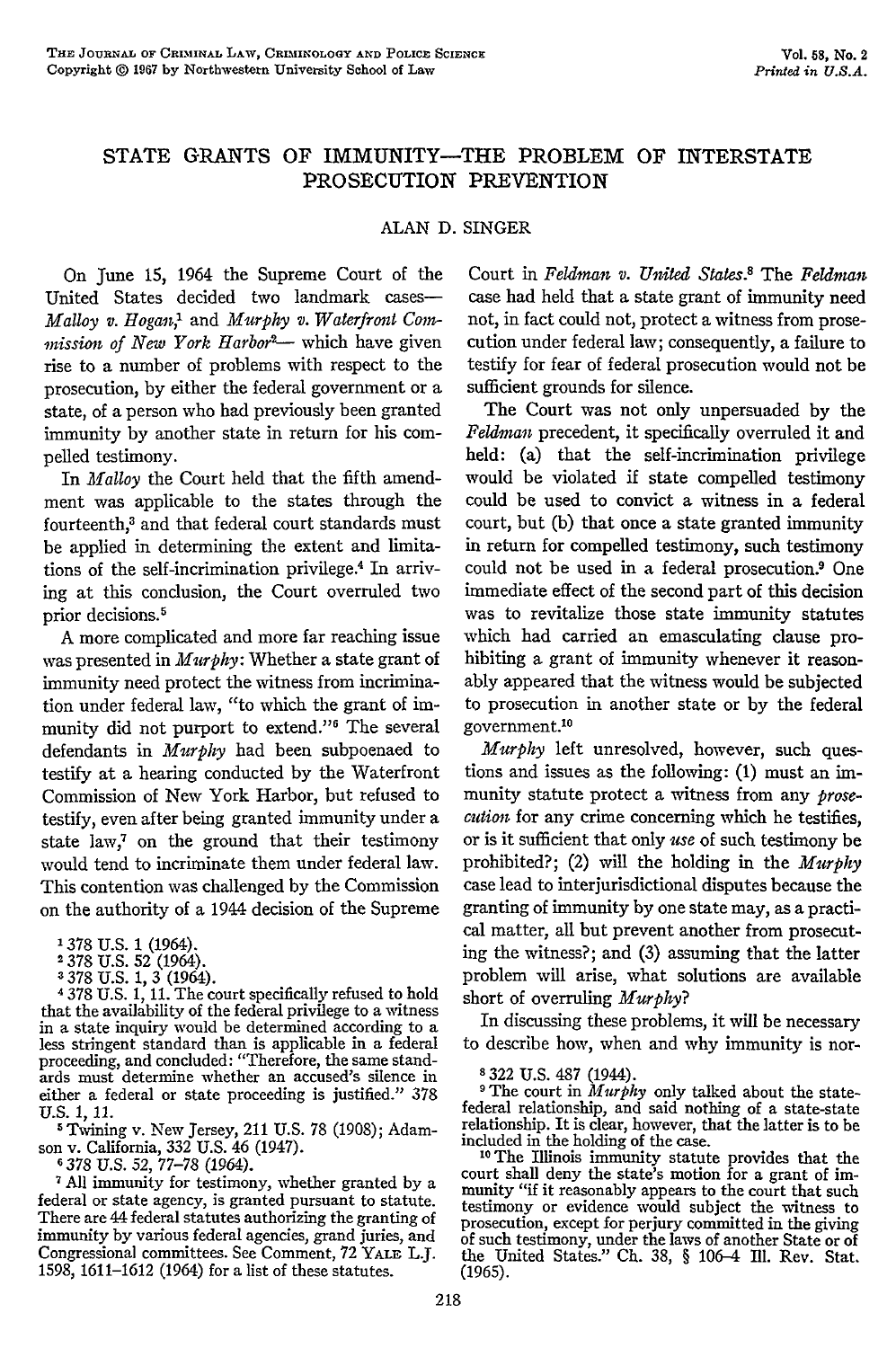# STATE GRANTS OF IMMUNITY—THE PROBLEM OF INTERSTATE PROSECUTION PREVENTION

ALAN D. SINGER

On June 15, 1964 the Supreme Court of the United States decided two landmark cases—*Malloy v. Hogan*,[1] and *Murphy v. Waterfront Commission of New York Harbor*[2]— which have given rise to a number of problems with respect to the prosecution, by either the federal government or a state, of a person who had previously been granted immunity by another state in return for his compelled testimony.

In *Malloy* the Court held that the fifth amendment was applicable to the states through the fourteenth,[3] and that federal court standards must be applied in determining the extent and limitations of the self-incrimination privilege.[4] In arriving at this conclusion, the Court overruled two prior decisions.[5]

A more complicated and more far reaching issue was presented in *Murphy*: Whether a state grant of immunity need protect the witness from incrimination under federal law, "to which the grant of immunity did not purport to extend."[6] The several defendants in *Murphy* had been subpoenaed to testify at a hearing conducted by the Waterfront Commission of New York Harbor, but refused to testify, even after being granted immunity under a state law,[7] on the ground that their testimony would tend to incriminate them under federal law. This contention was challenged by the Commission on the authority of a 1944 decision of the Supreme Court in *Feldman v. United States*.[8] The *Feldman* case had held that a state grant of immunity need not, in fact could not, protect a witness from prosecution under federal law; consequently, a failure to testify for fear of federal prosecution would not be sufficient grounds for silence.

The Court was not only unpersuaded by the *Feldman* precedent, it specifically overruled it and held: (a) that the self-incrimination privilege would be violated if state compelled testimony could be used to convict a witness in a federal court, but (b) that once a state granted immunity in return for compelled testimony, such testimony could not be used in a federal prosecution.[9] One immediate effect of the second part of this decision was to revitalize those state immunity statutes which had carried an emasculating clause prohibiting a grant of immunity whenever it reasonably appeared that the witness would be subjected to prosecution in another state or by the federal government.[10]

*Murphy* left unresolved, however, such questions and issues as the following: (1) must an immunity statute protect a witness from any *prosecution* for any crime concerning which he testifies, or is it sufficient that only *use* of such testimony be prohibited?; (2) will the holding in the *Murphy* case lead to interjurisdictional disputes because the granting of immunity by one state may, as a practical matter, all but prevent another from prosecuting the witness?; and (3) assuming that the latter problem will arise, what solutions are available short of overruling *Murphy*?

In discussing these problems, it will be necessary to describe how, when and why immunity is nor-

---

[1] 378 U.S. 1 (1964).

[2] 378 U.S. 52 (1964).

[3] 378 U.S. 1, 3 (1964).

[4] 378 U.S. 1, 11. The court specifically refused to hold that the availability of the federal privilege to a witness in a state inquiry would be determined according to a less stringent standard than is applicable in a federal proceeding, and concluded: "Therefore, the same standards must determine whether an accused's silence in either a federal or state proceeding is justified." 378 U.S. 1, 11.

[5] Twining v. New Jersey, 211 U.S. 78 (1908); Adamson v. California, 332 U.S. 46 (1947).

[6] 378 U.S. 52, 77–78 (1964).

[7] All immunity for testimony, whether granted by a federal or state agency, is granted pursuant to statute. There are 44 federal statutes authorizing the granting of immunity by various federal agencies, grand juries, and Congressional committees. See Comment, 72 YALE L.J. 1598, 1611–1612 (1964) for a list of these statutes.

[8] 322 U.S. 487 (1944).

[9] The court in *Murphy* only talked about the state-federal relationship, and said nothing of a state-state relationship. It is clear, however, that the latter is to be included in the holding of the case.

[10] The Illinois immunity statute provides that the court shall deny the state's motion for a grant of immunity "if it reasonably appears to the court that such testimony or evidence would subject the witness to prosecution, except for perjury committed in the giving of such testimony, under the laws of another State or of the United States." Ch. 38, § 106-4 Ill. Rev. Stat. (1965).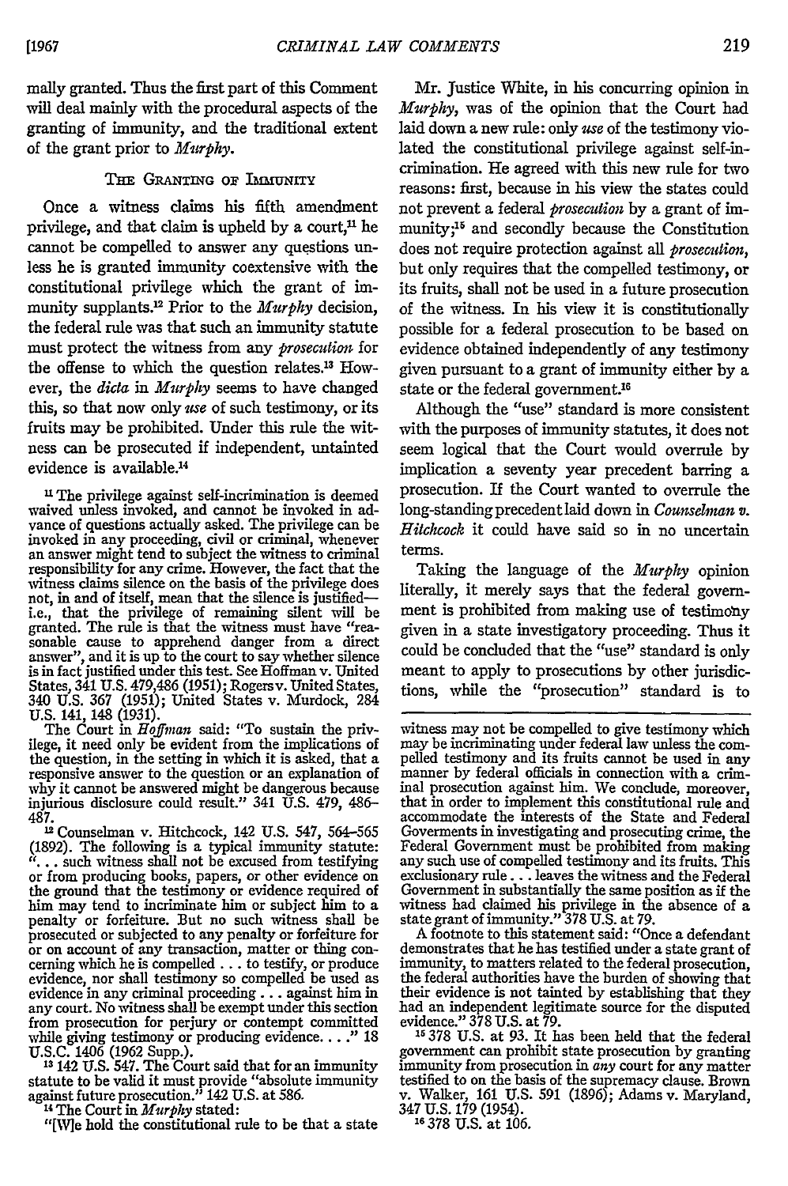mally granted. Thus the first part of this Comment will deal mainly with the procedural aspects of the granting of immunity, and the traditional extent of the grant prior to *Murphy*.

### THE GRANTING OF IMMUNITY

Once a witness claims his fifth amendment privilege, and that claim is upheld by a court,[11] he cannot be compelled to answer any questions unless he is granted immunity coextensive with the constitutional privilege which the grant of immunity supplants.[12] Prior to the *Murphy* decision, the federal rule was that such an immunity statute must protect the witness from any *prosecution* for the offense to which the question relates.[13] However, the *dicta* in *Murphy* seems to have changed this, so that now only *use* of such testimony, or its fruits may be prohibited. Under this rule the witness can be prosecuted if independent, untainted evidence is available.[14]

Mr. Justice White, in his concurring opinion in *Murphy*, was of the opinion that the Court had laid down a new rule: only *use* of the testimony violated the constitutional privilege against self-incrimination. He agreed with this new rule for two reasons: first, because in his view the states could not prevent a federal *prosecution* by a grant of immunity;[15] and secondly because the Constitution does not require protection against all *prosecution*, but only requires that the compelled testimony, or its fruits, shall not be used in a future prosecution of the witness. In his view it is constitutionally possible for a federal prosecution to be based on evidence obtained independently of any testimony given pursuant to a grant of immunity either by a state or the federal government.[16]

Although the "use" standard is more consistent with the purposes of immunity statutes, it does not seem logical that the Court would overrule by implication a seventy year precedent barring a prosecution. If the Court wanted to overrule the long-standing precedent laid down in *Counselman v. Hitchcock* it could have said so in no uncertain terms.

Taking the language of the *Murphy* opinion literally, it merely says that the federal government is prohibited from making use of testimony given in a state investigatory proceeding. Thus it could be concluded that the "use" standard is only meant to apply to prosecutions by other jurisdictions, while the "prosecution" standard is to

---

[11] The privilege against self-incrimination is deemed waived unless invoked, and cannot be invoked in advance of questions actually asked. The privilege can be invoked in any proceeding, civil or criminal, whenever an answer might tend to subject the witness to criminal responsibility for any crime. However, the fact that the witness claims silence on the basis of the privilege does not, in and of itself, mean that the silence is justified—i.e., that the privilege of remaining silent will be granted. The rule is that the witness must have "reasonable cause to apprehend danger from a direct answer", and it is up to the court to say whether silence is in fact justified under this test. See Hoffman v. United States, 341 U.S. 479,486 (1951); Rogers v. United States, 340 U.S. 367 (1951); United States v. Murdock, 284 U.S. 141, 148 (1931).

The Court in *Hoffman* said: "To sustain the privilege, it need only be evident from the implications of the question, in the setting in which it is asked, that a responsive answer to the question or an explanation of why it cannot be answered might be dangerous because injurious disclosure could result." 341 U.S. 479, 486-487.

[12] Counselman v. Hitchcock, 142 U.S. 547, 564-565 (1892). The following is a typical immunity statute: ". . . such witness shall not be excused from testifying or from producing books, papers, or other evidence on the ground that the testimony or evidence required of him may tend to incriminate him or subject him to a penalty or forfeiture. But no such witness shall be prosecuted or subjected to any penalty or forfeiture for or on account of any transaction, matter or thing concerning which he is compelled . . . to testify, or produce evidence, nor shall testimony so compelled be used as evidence in any criminal proceeding . . . against him in any court. No witness shall be exempt under this section from prosecution for perjury or contempt committed while giving testimony or producing evidence. . . ." 18 U.S.C. 1406 (1962 Supp.).

[13] 142 U.S. 547. The Court said that for an immunity statute to be valid it must provide "absolute immunity against future prosecution." 142 U.S. at 586.

[14] The Court in *Murphy* stated:

"[W]e hold the constitutional rule to be that a state witness may not be compelled to give testimony which may be incriminating under federal law unless the compelled testimony and its fruits cannot be used in any manner by federal officials in connection with a criminal prosecution against him. We conclude, moreover, that in order to implement this constitutional rule and accommodate the interests of the State and Federal Goverments in investigating and prosecuting crime, the Federal Government must be prohibited from making any such use of compelled testimony and its fruits. This exclusionary rule . . . leaves the witness and the Federal Government in substantially the same position as if the witness had claimed his privilege in the absence of a state grant of immunity." 378 U.S. at 79.

A footnote to this statement said: "Once a defendant demonstrates that he has testified under a state grant of immunity, to matters related to the federal prosecution, the federal authorities have the burden of showing that their evidence is not tainted by establishing that they had an independent legitimate source for the disputed evidence." 378 U.S. at 79.

[15] 378 U.S. at 93. It has been held that the federal government can prohibit state prosecution by granting immunity from prosecution in *any* court for any matter testified to on the basis of the supremacy clause. Brown v. Walker, 161 U.S. 591 (1896); Adams v. Maryland, 347 U.S. 179 (1954).

[16] 378 U.S. at 106.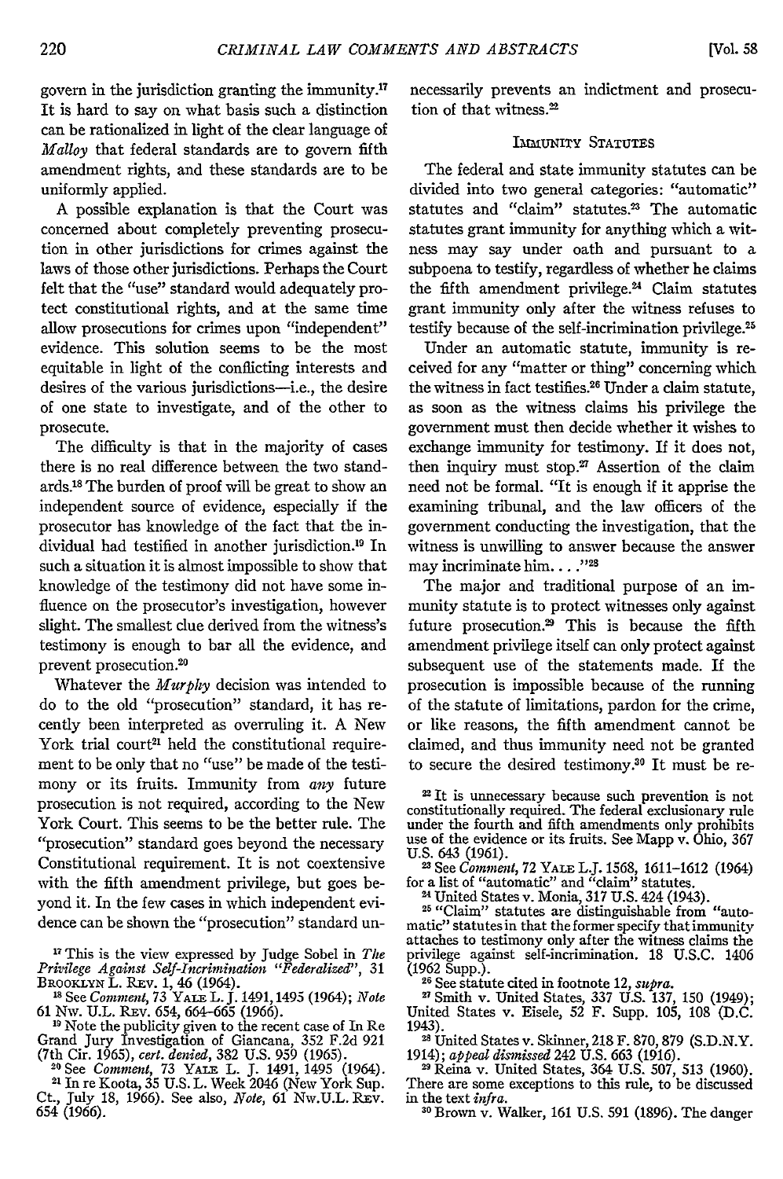govern in the jurisdiction granting the immunity.[17] It is hard to say on what basis such a distinction can be rationalized in light of the clear language of *Malloy* that federal standards are to govern fifth amendment rights, and these standards are to be uniformly applied.

A possible explanation is that the Court was concerned about completely preventing prosecution in other jurisdictions for crimes against the laws of those other jurisdictions. Perhaps the Court felt that the "use" standard would adequately protect constitutional rights, and at the same time allow prosecutions for crimes upon "independent" evidence. This solution seems to be the most equitable in light of the conflicting interests and desires of the various jurisdictions—i.e., the desire of one state to investigate, and of the other to prosecute.

The difficulty is that in the majority of cases there is no real difference between the two standards.[18] The burden of proof will be great to show an independent source of evidence, especially if the prosecutor has knowledge of the fact that the individual had testified in another jurisdiction.[19] In such a situation it is almost impossible to show that knowledge of the testimony did not have some influence on the prosecutor's investigation, however slight. The smallest clue derived from the witness's testimony is enough to bar all the evidence, and prevent prosecution.[20]

Whatever the *Murphy* decision was intended to do to the old "prosecution" standard, it has recently been interpreted as overruling it. A New York trial court[21] held the constitutional requirement to be only that no "use" be made of the testimony or its fruits. Immunity from *any* future prosecution is not required, according to the New York Court. This seems to be the better rule. The "prosecution" standard goes beyond the necessary Constitutional requirement. It is not coextensive with the fifth amendment privilege, but goes beyond it. In the few cases in which independent evidence can be shown the "prosecution" standard unnecessarily prevents an indictment and prosecution of that witness.[22]

## Immunity Statutes

The federal and state immunity statutes can be divided into two general categories: "automatic" statutes and "claim" statutes.[23] The automatic statutes grant immunity for anything which a witness may say under oath and pursuant to a subpoena to testify, regardless of whether he claims the fifth amendment privilege.[24] Claim statutes grant immunity only after the witness refuses to testify because of the self-incrimination privilege.[25]

Under an automatic statute, immunity is received for any "matter or thing" concerning which the witness in fact testifies.[26] Under a claim statute, as soon as the witness claims his privilege the government must then decide whether it wishes to exchange immunity for testimony. If it does not, then inquiry must stop.[27] Assertion of the claim need not be formal. "It is enough if it apprise the examining tribunal, and the law officers of the government conducting the investigation, that the witness is unwilling to answer because the answer may incriminate him. . . ."[28]

The major and traditional purpose of an immunity statute is to protect witnesses only against future prosecution.[29] This is because the fifth amendment privilege itself can only protect against subsequent use of the statements made. If the prosecution is impossible because of the running of the statute of limitations, pardon for the crime, or like reasons, the fifth amendment cannot be claimed, and thus immunity need not be granted to secure the desired testimony.[30] It must be re-

[17] This is the view expressed by Judge Sobel in *The Privilege Against Self-Incrimination "Federalized"*, 31 Brooklyn L. Rev. 1, 46 (1964).

[18] See *Comment*, 73 Yale L. J. 1491, 1495 (1964); *Note* 61 Nw. U.L. Rev. 654, 664-665 (1966).

[19] Note the publicity given to the recent case of In Re Grand Jury Investigation of Giancana, 352 F.2d 921 (7th Cir. 1965), *cert. denied*, 382 U.S. 959 (1965).

[20] See *Comment*, 73 Yale L. J. 1491, 1495 (1964).

[21] In re Koota, 35 U.S. L. Week 2046 (New York Sup. Ct., July 18, 1966). See also, *Note*, 61 Nw.U.L. Rev. 654 (1966).

[22] It is unnecessary because such prevention is not constitutionally required. The federal exclusionary rule under the fourth and fifth amendments only prohibits use of the evidence or its fruits. See Mapp v. Ohio, 367 U.S. 643 (1961).

[23] See *Comment*, 72 Yale L.J. 1568, 1611-1612 (1964) for a list of "automatic" and "claim" statutes.

[24] United States v. Monia, 317 U.S. 424 (1943).

[25] "Claim" statutes are distinguishable from "automatic" statutes in that the former specify that immunity attaches to testimony only after the witness claims the privilege against self-incrimination. 18 U.S.C. 1406 (1962 Supp.).

[26] See statute cited in footnote 12, *supra*.

[27] Smith v. United States, 337 U.S. 137, 150 (1949); United States v. Eisele, 52 F. Supp. 105, 108 (D.C. 1943).

[28] United States v. Skinner, 218 F. 870, 879 (S.D.N.Y. 1914); *appeal dismissed* 242 U.S. 663 (1916).

[29] Reina v. United States, 364 U.S. 507, 513 (1960). There are some exceptions to this rule, to be discussed in the text *infra*.

[30] Brown v. Walker, 161 U.S. 591 (1896). The danger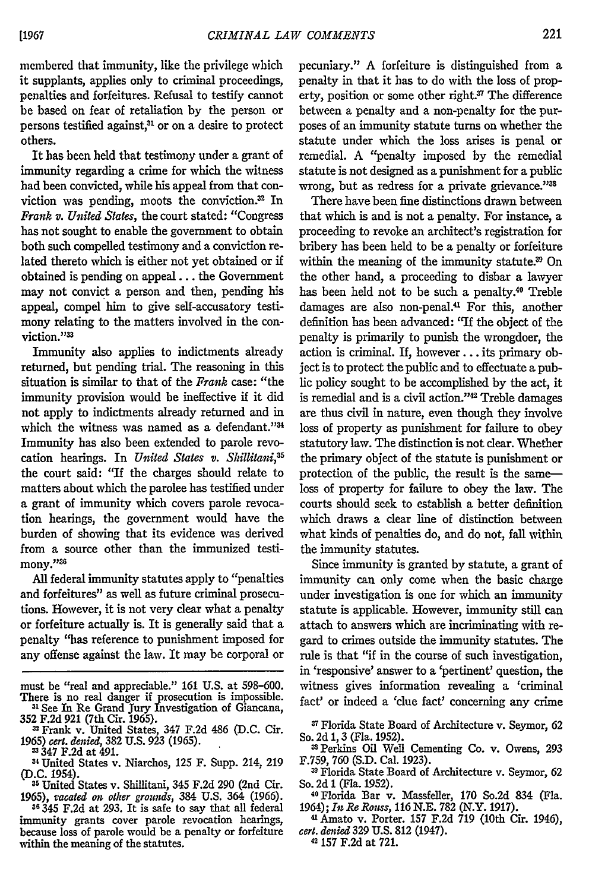membered that immunity, like the privilege which it supplants, applies only to criminal proceedings, penalties and forfeitures. Refusal to testify cannot be based on fear of retaliation by the person or persons testified against,[31] or on a desire to protect others.

It has been held that testimony under a grant of immunity regarding a crime for which the witness had been convicted, while his appeal from that conviction was pending, moots the conviction.[32] In *Frank v. United States*, the court stated: "Congress has not sought to enable the government to obtain both such compelled testimony and a conviction related thereto which is either not yet obtained or if obtained is pending on appeal . . . the Government may not convict a person and then, pending his appeal, compel him to give self-accusatory testimony relating to the matters involved in the conviction."[33]

Immunity also applies to indictments already returned, but pending trial. The reasoning in this situation is similar to that of the *Frank* case: "the immunity provision would be ineffective if it did not apply to indictments already returned and in which the witness was named as a defendant."[34] Immunity has also been extended to parole revocation hearings. In *United States v. Shillitani*,[35] the court said: "If the charges should relate to matters about which the parolee has testified under a grant of immunity which covers parole revocation hearings, the government would have the burden of showing that its evidence was derived from a source other than the immunized testimony."[36]

All federal immunity statutes apply to "penalties and forfeitures" as well as future criminal prosecutions. However, it is not very clear what a penalty or forfeiture actually is. It is generally said that a penalty "has reference to punishment imposed for any offense against the law. It may be corporal or pecuniary." A forfeiture is distinguished from a penalty in that it has to do with the loss of property, position or some other right.[37] The difference between a penalty and a non-penalty for the purposes of an immunity statute turns on whether the statute under which the loss arises is penal or remedial. A "penalty imposed by the remedial statute is not designed as a punishment for a public wrong, but as redress for a private grievance."[38]

There have been fine distinctions drawn between that which is and is not a penalty. For instance, a proceeding to revoke an architect's registration for bribery has been held to be a penalty or forfeiture within the meaning of the immunity statute.[39] On the other hand, a proceeding to disbar a lawyer has been held not to be such a penalty.[40] Treble damages are also non-penal.[41] For this, another definition has been advanced: "If the object of the penalty is primarily to punish the wrongdoer, the action is criminal. If, however . . . its primary object is to protect the public and to effectuate a public policy sought to be accomplished by the act, it is remedial and is a civil action."[42] Treble damages are thus civil in nature, even though they involve loss of property as punishment for failure to obey statutory law. The distinction is not clear. Whether the primary object of the statute is punishment or protection of the public, the result is the same—loss of property for failure to obey the law. The courts should seek to establish a better definition which draws a clear line of distinction between what kinds of penalties do, and do not, fall within the immunity statutes.

Since immunity is granted by statute, a grant of immunity can only come when the basic charge under investigation is one for which an immunity statute is applicable. However, immunity still can attach to answers which are incriminating with regard to crimes outside the immunity statutes. The rule is that "if in the course of such investigation, in 'responsive' answer to a 'pertinent' question, the witness gives information revealing a 'criminal fact' or indeed a 'clue fact' concerning any crime

---

must be "real and appreciable." 161 U.S. at 598–600. There is no real danger if prosecution is impossible.

[31] See In Re Grand Jury Investigation of Giancana, 352 F.2d 921 (7th Cir. 1965).

[32] Frank v. United States, 347 F.2d 486 (D.C. Cir. 1965) *cert. denied*, 382 U.S. 923 (1965).

[33] 347 F.2d at 491.

[34] United States v. Niarchos, 125 F. Supp. 214, 219 (D.C. 1954).

[35] United States v. Shillitani, 345 F.2d 290 (2nd Cir. 1965), *vacated on other grounds*, 384 U.S. 364 (1966).

[36] 345 F.2d at 293. It is safe to say that all federal immunity grants cover parole revocation hearings, because loss of parole would be a penalty or forfeiture within the meaning of the statutes.

[37] Florida State Board of Architecture v. Seymor, 62 So. 2d 1, 3 (Fla. 1952).

[38] Perkins Oil Well Cementing Co. v. Owens, 293 F.759, 760 (S.D. Cal. 1923).

[39] Florida State Board of Architecture v. Seymor, 62 So. 2d 1 (Fla. 1952).

[40] Florida Bar v. Massfeller, 170 So.2d 834 (Fla. 1964); *In Re Rouss*, 116 N.E. 782 (N.Y. 1917).

[41] Amato v. Porter. 157 F.2d 719 (10th Cir. 1946), *cert. denied* 329 U.S. 812 (1947).

[42] 157 F.2d at 721.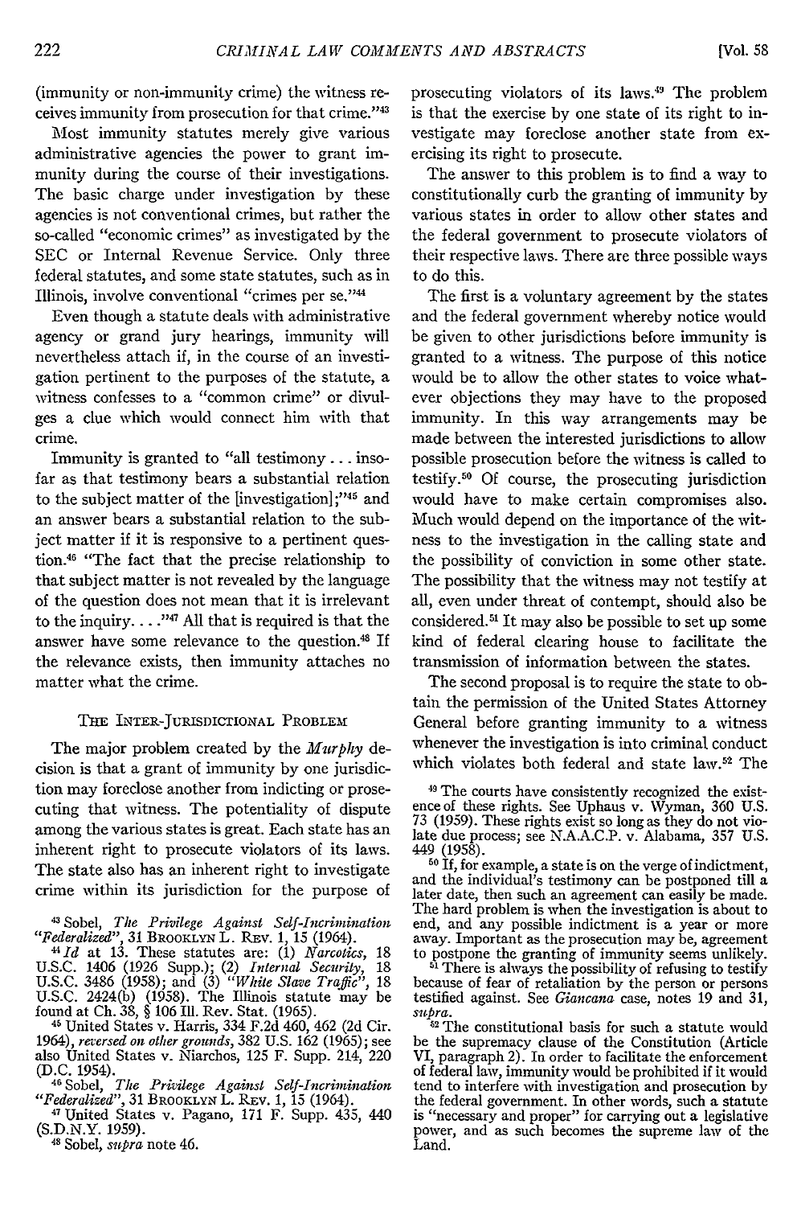(immunity or non-immunity crime) the witness receives immunity from prosecution for that crime."[43]

Most immunity statutes merely give various administrative agencies the power to grant immunity during the course of their investigations. The basic charge under investigation by these agencies is not conventional crimes, but rather the so-called "economic crimes" as investigated by the SEC or Internal Revenue Service. Only three federal statutes, and some state statutes, such as in Illinois, involve conventional "crimes per se."[44]

Even though a statute deals with administrative agency or grand jury hearings, immunity will nevertheless attach if, in the course of an investigation pertinent to the purposes of the statute, a witness confesses to a "common crime" or divulges a clue which would connect him with that crime.

Immunity is granted to "all testimony . . . insofar as that testimony bears a substantial relation to the subject matter of the [investigation];"[45] and an answer bears a substantial relation to the subject matter if it is responsive to a pertinent question.[46] "The fact that the precise relationship to that subject matter is not revealed by the language of the question does not mean that it is irrelevant to the inquiry. . . ."[47] All that is required is that the answer have some relevance to the question.[48] If the relevance exists, then immunity attaches no matter what the crime.

### THE INTER-JURISDICTIONAL PROBLEM

The major problem created by the *Murphy* decision is that a grant of immunity by one jurisdiction may foreclose another from indicting or prosecuting that witness. The potentiality of dispute among the various states is great. Each state has an inherent right to prosecute violators of its laws. The state also has an inherent right to investigate crime within its jurisdiction for the purpose of prosecuting violators of its laws.[49] The problem is that the exercise by one state of its right to investigate may foreclose another state from exercising its right to prosecute.

The answer to this problem is to find a way to constitutionally curb the granting of immunity by various states in order to allow other states and the federal government to prosecute violators of their respective laws. There are three possible ways to do this.

The first is a voluntary agreement by the states and the federal government whereby notice would be given to other jurisdictions before immunity is granted to a witness. The purpose of this notice would be to allow the other states to voice whatever objections they may have to the proposed immunity. In this way arrangements may be made between the interested jurisdictions to allow possible prosecution before the witness is called to testify.[50] Of course, the prosecuting jurisdiction would have to make certain compromises also. Much would depend on the importance of the witness to the investigation in the calling state and the possibility of conviction in some other state. The possibility that the witness may not testify at all, even under threat of contempt, should also be considered.[51] It may also be possible to set up some kind of federal clearing house to facilitate the transmission of information between the states.

The second proposal is to require the state to obtain the permission of the United States Attorney General before granting immunity to a witness whenever the investigation is into criminal conduct which violates both federal and state law.[52] The

---

[43] Sobel, *The Privilege Against Self-Incrimination "Federalized"*, 31 BROOKLYN L. REV. 1, 15 (1964).

[44] *Id* at 13. These statutes are: (1) *Narcotics*, 18 U.S.C. 1406 (1926 Supp.); (2) *Internal Security*, 18 U.S.C. 3486 (1958); and (3) *"White Slave Traffic"*, 18 U.S.C. 2424(b) (1958). The Illinois statute may be found at Ch. 38, § 106 Ill. Rev. Stat. (1965).

[45] United States v. Harris, 334 F.2d 460, 462 (2d Cir. 1964), *reversed on other grounds*, 382 U.S. 162 (1965); see also United States v. Niarchos, 125 F. Supp. 214, 220 (D.C. 1954).

[46] Sobel, *The Privilege Against Self-Incrimination "Federalized"*, 31 BROOKLYN L. REV. 1, 15 (1964).

[47] United States v. Pagano, 171 F. Supp. 435, 440 (S.D.N.Y. 1959).

[48] Sobel, *supra* note 46.

[49] The courts have consistently recognized the existence of these rights. See Uphaus v. Wyman, 360 U.S. 73 (1959). These rights exist so long as they do not violate due process; see N.A.A.C.P. v. Alabama, 357 U.S. 449 (1958).

[50] If, for example, a state is on the verge of indictment, and the individual's testimony can be postponed till a later date, then such an agreement can easily be made. The hard problem is when the investigation is about to end, and any possible indictment is a year or more away. Important as the prosecution may be, agreement to postpone the granting of immunity seems unlikely.

[51] There is always the possibility of refusing to testify because of fear of retaliation by the person or persons testified against. See *Giancana* case, notes 19 and 31, *supra*.

[52] The constitutional basis for such a statute would be the supremacy clause of the Constitution (Article VI, paragraph 2). In order to facilitate the enforcement of federal law, immunity would be prohibited if it would tend to interfere with investigation and prosecution by the federal government. In other words, such a statute is "necessary and proper" for carrying out a legislative power, and as such becomes the supreme law of the Land.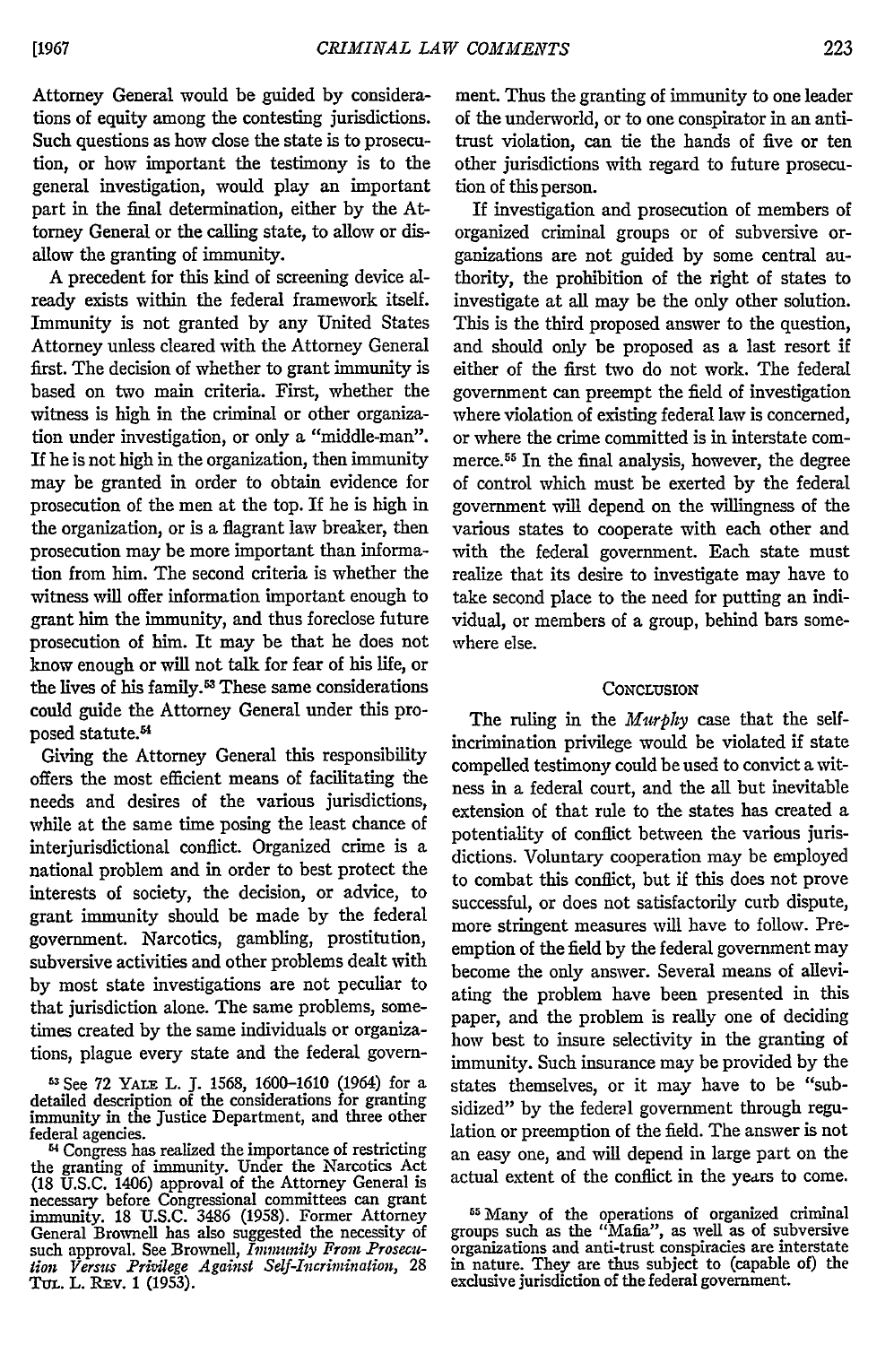Attorney General would be guided by considerations of equity among the contesting jurisdictions. Such questions as how close the state is to prosecution, or how important the testimony is to the general investigation, would play an important part in the final determination, either by the Attorney General or the calling state, to allow or disallow the granting of immunity.

A precedent for this kind of screening device already exists within the federal framework itself. Immunity is not granted by any United States Attorney unless cleared with the Attorney General first. The decision of whether to grant immunity is based on two main criteria. First, whether the witness is high in the criminal or other organization under investigation, or only a "middle-man". If he is not high in the organization, then immunity may be granted in order to obtain evidence for prosecution of the men at the top. If he is high in the organization, or is a flagrant law breaker, then prosecution may be more important than information from him. The second criteria is whether the witness will offer information important enough to grant him the immunity, and thus foreclose future prosecution of him. It may be that he does not know enough or will not talk for fear of his life, or the lives of his family.[53] These same considerations could guide the Attorney General under this proposed statute.[54]

Giving the Attorney General this responsibility offers the most efficient means of facilitating the needs and desires of the various jurisdictions, while at the same time posing the least chance of interjurisdictional conflict. Organized crime is a national problem and in order to best protect the interests of society, the decision, or advice, to grant immunity should be made by the federal government. Narcotics, gambling, prostitution, subversive activities and other problems dealt with by most state investigations are not peculiar to that jurisdiction alone. The same problems, sometimes created by the same individuals or organizations, plague every state and the federal government. Thus the granting of immunity to one leader of the underworld, or to one conspirator in an antitrust violation, can tie the hands of five or ten other jurisdictions with regard to future prosecution of this person.

If investigation and prosecution of members of organized criminal groups or of subversive organizations are not guided by some central authority, the prohibition of the right of states to investigate at all may be the only other solution. This is the third proposed answer to the question, and should only be proposed as a last resort if either of the first two do not work. The federal government can preempt the field of investigation where violation of existing federal law is concerned, or where the crime committed is in interstate commerce.[55] In the final analysis, however, the degree of control which must be exerted by the federal government will depend on the willingness of the various states to cooperate with each other and with the federal government. Each state must realize that its desire to investigate may have to take second place to the need for putting an individual, or members of a group, behind bars somewhere else.

## Conclusion

The ruling in the *Murphy* case that the self-incrimination privilege would be violated if state compelled testimony could be used to convict a witness in a federal court, and the all but inevitable extension of that rule to the states has created a potentiality of conflict between the various jurisdictions. Voluntary cooperation may be employed to combat this conflict, but if this does not prove successful, or does not satisfactorily curb dispute, more stringent measures will have to follow. Preemption of the field by the federal government may become the only answer. Several means of alleviating the problem have been presented in this paper, and the problem is really one of deciding how best to insure selectivity in the granting of immunity. Such insurance may be provided by the states themselves, or it may have to be "subsidized" by the federal government through regulation or preemption of the field. The answer is not an easy one, and will depend in large part on the actual extent of the conflict in the years to come.

---

[53] See 72 Yale L. J. 1568, 1600–1610 (1964) for a detailed description of the considerations for granting immunity in the Justice Department, and three other federal agencies.

[54] Congress has realized the importance of restricting the granting of immunity. Under the Narcotics Act (18 U.S.C. 1406) approval of the Attorney General is necessary before Congressional committees can grant immunity. 18 U.S.C. 3486 (1958). Former Attorney General Brownell has also suggested the necessity of such approval. See Brownell, *Immunity From Prosecution Versus Privilege Against Self-Incrimination*, 28 Tul. L. Rev. 1 (1953).

[55] Many of the operations of organized criminal groups such as the "Mafia", as well as of subversive organizations and anti-trust conspiracies are interstate in nature. They are thus subject to (capable of) the exclusive jurisdiction of the federal government.